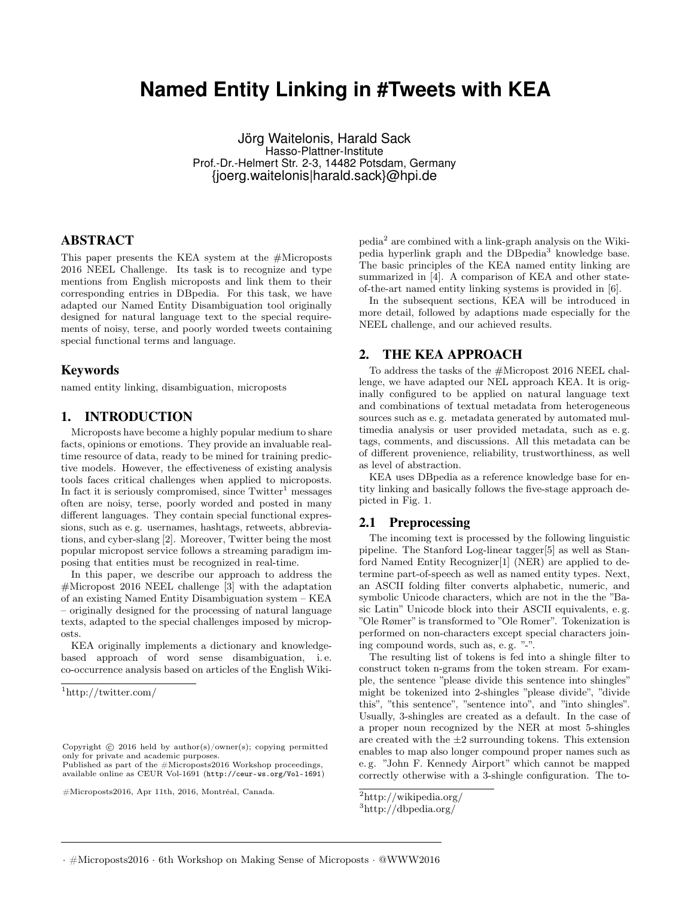# Named Entity Linking in #Tweets with KEA

Jörg Waitelonis, Harald Sack
Hasso-Plattner-Institute
Prof.-Dr.-Helmert Str. 2-3, 14482 Potsdam, Germany
{joerg.waitelonis|harald.sack}@hpi.de

## ABSTRACT

This paper presents the KEA system at the #Microposts 2016 NEEL Challenge. Its task is to recognize and type mentions from English microposts and link them to their corresponding entries in DBpedia. For this task, we have adapted our Named Entity Disambiguation tool originally designed for natural language text to the special requirements of noisy, terse, and poorly worded tweets containing special functional terms and language.

## Keywords

named entity linking, disambiguation, microposts

## 1. INTRODUCTION

Microposts have become a highly popular medium to share facts, opinions or emotions. They provide an invaluable realtime resource of data, ready to be mined for training predictive models. However, the effectiveness of existing analysis tools faces critical challenges when applied to microposts. In fact it is seriously compromised, since Twitter[1] messages often are noisy, terse, poorly worded and posted in many different languages. They contain special functional expressions, such as e. g. usernames, hashtags, retweets, abbreviations, and cyber-slang [2]. Moreover, Twitter being the most popular micropost service follows a streaming paradigm imposing that entities must be recognized in real-time.

In this paper, we describe our approach to address the #Micropost 2016 NEEL challenge [3] with the adaptation of an existing Named Entity Disambiguation system – KEA – originally designed for the processing of natural language texts, adapted to the special challenges imposed by microposts.

KEA originally implements a dictionary and knowledge-based approach of word sense disambiguation, i. e. co-occurrence analysis based on articles of the English Wikipedia[2] are combined with a link-graph analysis on the Wikipedia hyperlink graph and the DBpedia[3] knowledge base. The basic principles of the KEA named entity linking are summarized in [4]. A comparison of KEA and other state-of-the-art named entity linking systems is provided in [6].

In the subsequent sections, KEA will be introduced in more detail, followed by adaptions made especially for the NEEL challenge, and our achieved results.

## 2. THE KEA APPROACH

To address the tasks of the #Micropost 2016 NEEL challenge, we have adapted our NEL approach KEA. It is originally configured to be applied on natural language text and combinations of textual metadata from heterogeneous sources such as e. g. metadata generated by automated multimedia analysis or user provided metadata, such as e. g. tags, comments, and discussions. All this metadata can be of different provenience, reliability, trustworthiness, as well as level of abstraction.

KEA uses DBpedia as a reference knowledge base for entity linking and basically follows the five-stage approach depicted in Fig. 1.

### 2.1 Preprocessing

The incoming text is processed by the following linguistic pipeline. The Stanford Log-linear tagger[5] as well as Stanford Named Entity Recognizer[1] (NER) are applied to determine part-of-speech as well as named entity types. Next, an ASCII folding filter converts alphabetic, numeric, and symbolic Unicode characters, which are not in the the "Basic Latin" Unicode block into their ASCII equivalents, e. g. "Ole Rømer" is transformed to "Ole Romer". Tokenization is performed on non-characters except special characters joining compound words, such as, e. g. "-".

The resulting list of tokens is fed into a shingle filter to construct token n-grams from the token stream. For example, the sentence "please divide this sentence into shingles" might be tokenized into 2-shingles "please divide", "divide this", "this sentence", "sentence into", and "into shingles". Usually, 3-shingles are created as a default. In the case of a proper noun recognized by the NER at most 5-shingles are created with the ±2 surrounding tokens. This extension enables to map also longer compound proper names such as e. g. "John F. Kennedy Airport" which cannot be mapped correctly otherwise with a 3-shingle configuration. The to-

[1] http://twitter.com/

[2] http://wikipedia.org/

[3] http://dbpedia.org/

Copyright © 2016 held by author(s)/owner(s); copying permitted only for private and academic purposes.
Published as part of the #Microposts2016 Workshop proceedings, available online as CEUR Vol-1691 (http://ceur-ws.org/Vol-1691)

#Microposts2016, Apr 11th, 2016, Montréal, Canada.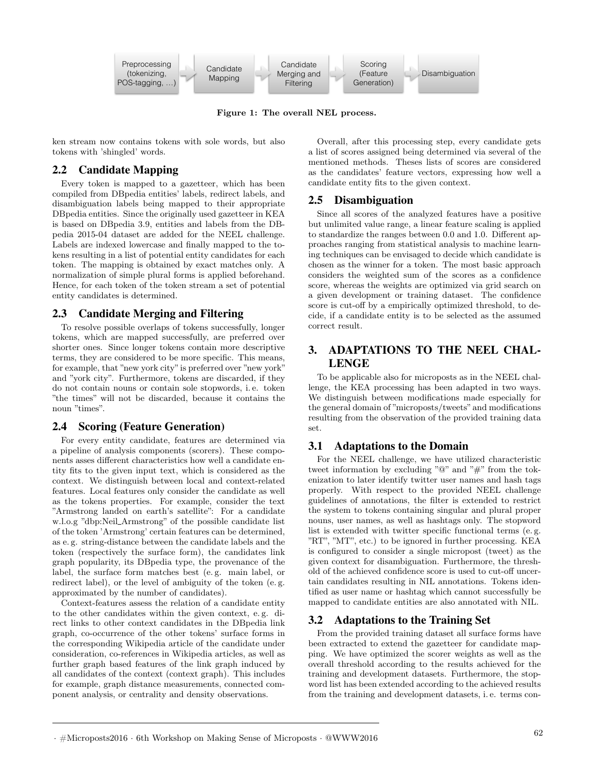Preprocessing (tokenizing, POS-tagging, …) → Candidate Mapping → Candidate Merging and Filtering → Scoring (Feature Generation) → Disambiguation

**Figure 1: The overall NEL process.**

ken stream now contains tokens with sole words, but also tokens with 'shingled' words.

## 2.2 Candidate Mapping

Every token is mapped to a gazetteer, which has been compiled from DBpedia entities' labels, redirect labels, and disambiguation labels being mapped to their appropriate DBpedia entities. Since the originally used gazetteer in KEA is based on DBpedia 3.9, entities and labels from the DBpedia 2015-04 dataset are added for the NEEL challenge. Labels are indexed lowercase and finally mapped to the tokens resulting in a list of potential entity candidates for each token. The mapping is obtained by exact matches only. A normalization of simple plural forms is applied beforehand. Hence, for each token of the token stream a set of potential entity candidates is determined.

## 2.3 Candidate Merging and Filtering

To resolve possible overlaps of tokens successfully, longer tokens, which are mapped successfully, are preferred over shorter ones. Since longer tokens contain more descriptive terms, they are considered to be more specific. This means, for example, that "new york city" is preferred over "new york" and "york city". Furthermore, tokens are discarded, if they do not contain nouns or contain sole stopwords, i. e. token "the times" will not be discarded, because it contains the noun "times".

## 2.4 Scoring (Feature Generation)

For every entity candidate, features are determined via a pipeline of analysis components (scorers). These components asses different characteristics how well a candidate entity fits to the given input text, which is considered as the context. We distinguish between local and context-related features. Local features only consider the candidate as well as the tokens properties. For example, consider the text "Armstrong landed on earth's satellite": For a candidate w.l.o.g "dbp:Neil_Armstrong" of the possible candidate list of the token 'Armstrong' certain features can be determined, as e. g. string-distance between the candidate labels and the token (respectively the surface form), the candidates link graph popularity, its DBpedia type, the provenance of the label, the surface form matches best (e. g. main label, or redirect label), or the level of ambiguity of the token (e. g. approximated by the number of candidates).

Context-features assess the relation of a candidate entity to the other candidates within the given context, e. g. direct links to other context candidates in the DBpedia link graph, co-occurrence of the other tokens' surface forms in the corresponding Wikipedia article of the candidate under consideration, co-references in Wikipedia articles, as well as further graph based features of the link graph induced by all candidates of the context (context graph). This includes for example, graph distance measurements, connected component analysis, or centrality and density observations.

Overall, after this processing step, every candidate gets a list of scores assigned being determined via several of the mentioned methods. Theses lists of scores are considered as the candidates' feature vectors, expressing how well a candidate entity fits to the given context.

## 2.5 Disambiguation

Since all scores of the analyzed features have a positive but unlimited value range, a linear feature scaling is applied to standardize the ranges between 0.0 and 1.0. Different approaches ranging from statistical analysis to machine learning techniques can be envisaged to decide which candidate is chosen as the winner for a token. The most basic approach considers the weighted sum of the scores as a confidence score, whereas the weights are optimized via grid search on a given development or training dataset. The confidence score is cut-off by a empirically optimized threshold, to decide, if a candidate entity is to be selected as the assumed correct result.

# 3. ADAPTATIONS TO THE NEEL CHALLENGE

To be applicable also for microposts as in the NEEL challenge, the KEA processing has been adapted in two ways. We distinguish between modifications made especially for the general domain of "microposts/tweets" and modifications resulting from the observation of the provided training data set.

## 3.1 Adaptations to the Domain

For the NEEL challenge, we have utilized characteristic tweet information by excluding "@" and "#" from the tokenization to later identify twitter user names and hash tags properly. With respect to the provided NEEL challenge guidelines of annotations, the filter is extended to restrict the system to tokens containing singular and plural proper nouns, user names, as well as hashtags only. The stopword list is extended with twitter specific functional terms (e. g. "RT", "MT", etc.) to be ignored in further processing. KEA is configured to consider a single micropost (tweet) as the given context for disambiguation. Furthermore, the threshold of the achieved confidence score is used to cut-off uncertain candidates resulting in NIL annotations. Tokens identified as user name or hashtag which cannot successfully be mapped to candidate entities are also annotated with NIL.

## 3.2 Adaptations to the Training Set

From the provided training dataset all surface forms have been extracted to extend the gazetteer for candidate mapping. We have optimized the scorer weights as well as the overall threshold according to the results achieved for the training and development datasets. Furthermore, the stopword list has been extended according to the achieved results from the training and development datasets, i. e. terms con-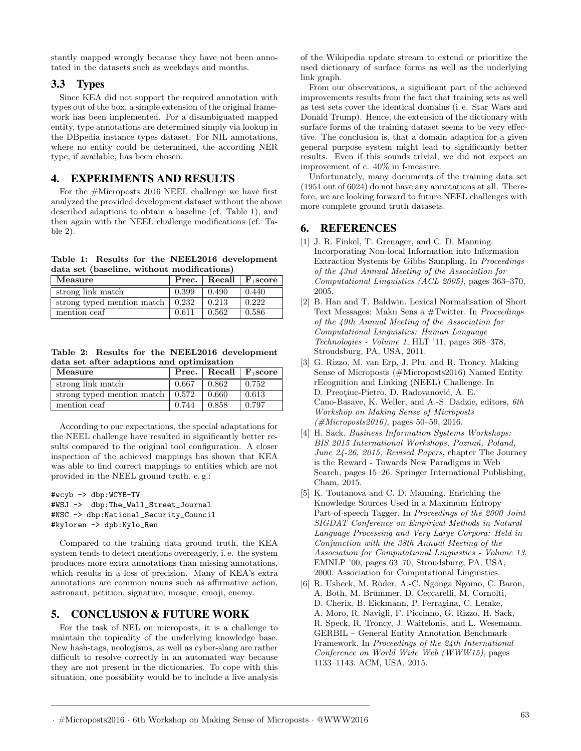stantly mapped wrongly because they have not been annotated in the datasets such as weekdays and months.

### 3.3 Types

Since KEA did not support the required annotation with types out of the box, a simple extension of the original framework has been implemented. For a disambiguated mapped entity, type annotations are determined simply via lookup in the DBpedia instance types dataset. For NIL annotations, where no entity could be determined, the according NER type, if available, has been chosen.

## 4. EXPERIMENTS AND RESULTS

For the #Microposts 2016 NEEL challenge we have first analyzed the provided development dataset without the above described adaptions to obtain a baseline (cf. Table 1), and then again with the NEEL challenge modifications (cf. Table 2).

**Table 1: Results for the NEEL2016 development data set (baseline, without modifications)**

| Measure | Prec. | Recall | $F_1$score |
|---|---|---|---|
| strong link match | 0.399 | 0.490 | 0.440 |
| strong typed mention match | 0.232 | 0.213 | 0.222 |
| mention ceaf | 0.611 | 0.562 | 0.586 |

**Table 2: Results for the NEEL2016 development data set after adaptions and optimization**

| Measure | Prec. | Recall | $F_1$score |
|---|---|---|---|
| strong link match | 0.667 | 0.862 | 0.752 |
| strong typed mention match | 0.572 | 0.660 | 0.613 |
| mention ceaf | 0.744 | 0.858 | 0.797 |

According to our expectations, the special adaptations for the NEEL challenge have resulted in significantly better results compared to the original tool configuration. A closer inspection of the achieved mappings has shown that KEA was able to find correct mappings to entities which are not provided in the NEEL ground truth, e. g.:

```
#wcyb -> dbp:WCYB-TV
#WSJ ->  dbp:The_Wall_Street_Journal
#NSC -> dbp:National_Security_Council
#kyloren -> dpb:Kylo_Ren
```

Compared to the training data ground truth, the KEA system tends to detect mentions overeagerly, i. e. the system produces more extra annotations than missing annotations, which results in a loss of precision. Many of KEA's extra annotations are common nouns such as affirmative action, astronaut, petition, signature, mosque, emoji, enemy.

## 5. CONCLUSION & FUTURE WORK

For the task of NEL on microposts, it is a challenge to maintain the topicality of the underlying knowledge base. New hash-tags, neologisms, as well as cyber-slang are rather difficult to resolve correctly in an automated way because they are not present in the dictionaries. To cope with this situation, one possibility would be to include a live analysis of the Wikipedia update stream to extend or prioritize the used dictionary of surface forms as well as the underlying link graph.

From our observations, a significant part of the achieved improvements results from the fact that training sets as well as test sets cover the identical domains (i. e. Star Wars and Donald Trump). Hence, the extension of the dictionary with surface forms of the training dataset seems to be very effective. The conclusion is, that a domain adaption for a given general purpose system might lead to significantly better results. Even if this sounds trivial, we did not expect an improvement of c. 40% in f-measure.

Unfortunately, many documents of the training data set (1951 out of 6024) do not have any annotations at all. Therefore, we are looking forward to future NEEL challenges with more complete ground truth datasets.

## 6. REFERENCES

[1] J. R. Finkel, T. Grenager, and C. D. Manning. Incorporating Non-local Information into Information Extraction Systems by Gibbs Sampling. In *Proceedings of the 43nd Annual Meeting of the Association for Computational Linguistics (ACL 2005)*, pages 363–370, 2005.

[2] B. Han and T. Baldwin. Lexical Normalisation of Short Text Messages: Makn Sens a #Twitter. In *Proceedings of the 49th Annual Meeting of the Association for Computational Linguistics: Human Language Technologies - Volume 1*, HLT '11, pages 368–378, Stroudsburg, PA, USA, 2011.

[3] G. Rizzo, M. van Erp, J. Plu, and R. Troncy. Making Sense of Microposts (#Microposts2016) Named Entity rEcognition and Linking (NEEL) Challenge. In D. Preoţiuc-Pietro, D. Radovanović, A. E. Cano-Basave, K. Weller, and A.-S. Dadzie, editors, *6th Workshop on Making Sense of Microposts (#Microposts2016)*, pages 50–59, 2016.

[4] H. Sack. *Business Information Systems Workshops: BIS 2015 International Workshops, Poznań, Poland, June 24-26, 2015, Revised Papers*, chapter The Journey is the Reward - Towards New Paradigms in Web Search, pages 15–26. Springer International Publishing, Cham, 2015.

[5] K. Toutanova and C. D. Manning. Enriching the Knowledge Sources Used in a Maximum Entropy Part-of-speech Tagger. In *Proceedings of the 2000 Joint SIGDAT Conference on Empirical Methods in Natural Language Processing and Very Large Corpora: Held in Conjunction with the 38th Annual Meeting of the Association for Computational Linguistics - Volume 13*, EMNLP '00, pages 63–70, Stroudsburg, PA, USA, 2000. Association for Computational Linguistics.

[6] R. Usbeck, M. Röder, A.-C. Ngonga Ngomo, C. Baron, A. Both, M. Brümmer, D. Ceccarelli, M. Cornolti, D. Cherix, B. Eickmann, P. Ferragina, C. Lemke, A. Moro, R. Navigli, F. Piccinno, G. Rizzo, H. Sack, R. Speck, R. Troncy, J. Waitelonis, and L. Wesemann. GERBIL – General Entity Annotation Benchmark Framework. In *Proceedings of the 24th International Conference on World Wide Web (WWW15)*, pages 1133–1143. ACM, USA, 2015.